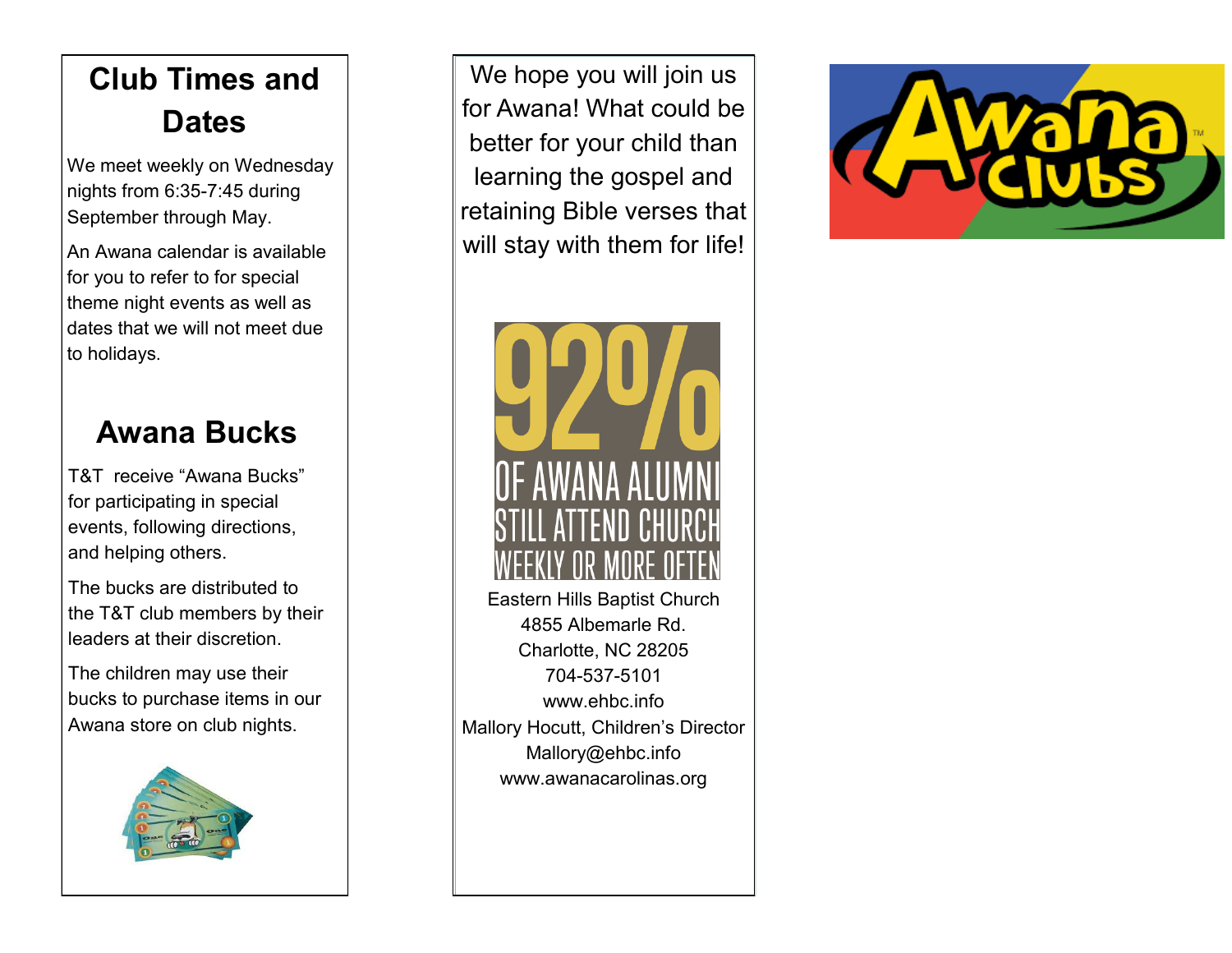## Club Times and Dates

We meet weekly on Wednesday nights from 6:35-7:45 during September through May.

An Awana calendar is available for you to refer to for special theme night events as well as dates that we will not meet due to holidays.

## Awana Bucks

T&T receive “Awana Bucks” for participating in special events, following directions, and helping others.

The bucks are distributed to the T&T club members by their leaders at their discretion.

The children may use their bucks to purchase items in our Awana store on club nights.

We hope you will join us for Awana! What could be better for your child than learning the gospel and retaining Bible verses that will stay with them for life!

92% OF AWANA ALUMNI STILL ATTEND CHURCH WEEKLY OR MORE OFTEN

Eastern Hills Baptist Church
4855 Albemarle Rd.
Charlotte, NC 28205
704-537-5101
www.ehbc.info
Mallory Hocutt, Children’s Director
Mallory@ehbc.info
www.awanacarolinas.org

Awana Clubs™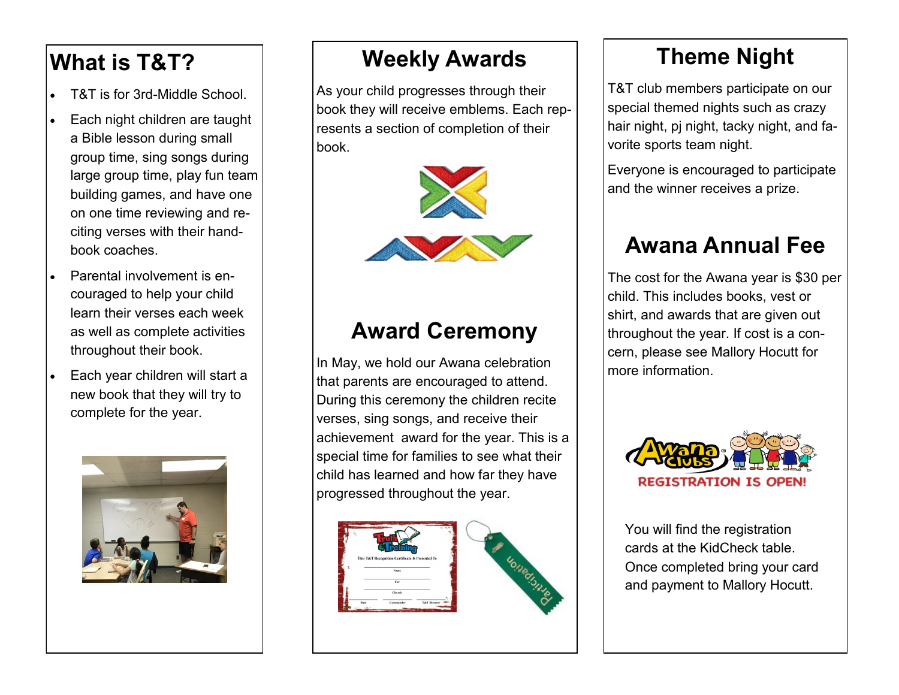## What is T&T?

- T&T is for 3rd-Middle School.
- Each night children are taught a Bible lesson during small group time, sing songs during large group time, play fun team building games, and have one on one time reviewing and reciting verses with their handbook coaches.
- Parental involvement is encouraged to help your child learn their verses each week as well as complete activities throughout their book.
- Each year children will start a new book that they will try to complete for the year.

## Weekly Awards

As your child progresses through their book they will receive emblems. Each represents a section of completion of their book.

## Award Ceremony

In May, we hold our Awana celebration that parents are encouraged to attend. During this ceremony the children recite verses, sing songs, and receive their achievement award for the year. This is a special time for families to see what their child has learned and how far they have progressed throughout the year.

## Theme Night

T&T club members participate on our special themed nights such as crazy hair night, pj night, tacky night, and favorite sports team night.

Everyone is encouraged to participate and the winner receives a prize.

## Awana Annual Fee

The cost for the Awana year is $30 per child. This includes books, vest or shirt, and awards that are given out throughout the year. If cost is a concern, please see Mallory Hocutt for more information.

REGISTRATION IS OPEN!

You will find the registration cards at the KidCheck table. Once completed bring your card and payment to Mallory Hocutt.